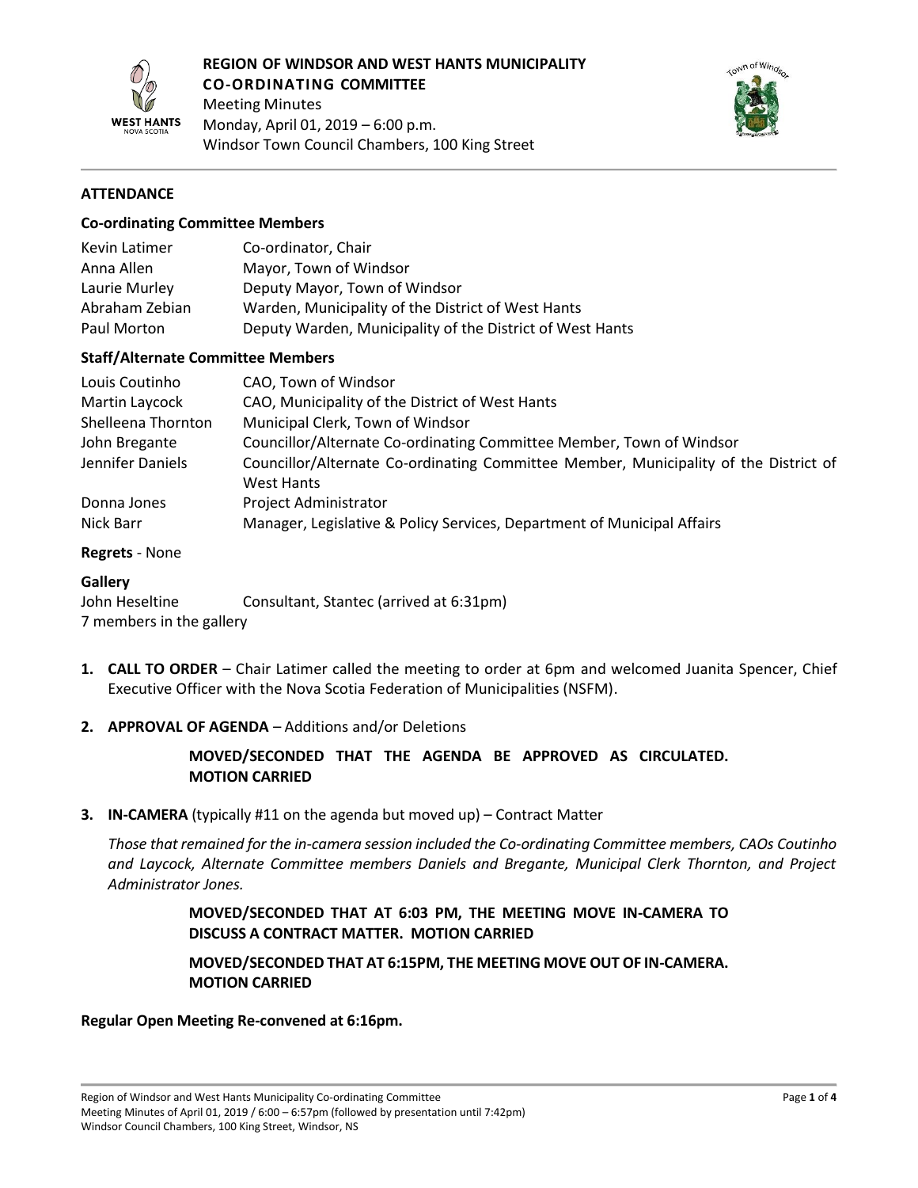# REGION OF WINDSOR AND WEST HANTS MUNICIPALITY

## CO-ORDINATING COMMITTEE

Meeting Minutes
Monday, April 01, 2019 – 6:00 p.m.
Windsor Town Council Chambers, 100 King Street

---

**ATTENDANCE**

**Co-ordinating Committee Members**

| | |
|---|---|
| Kevin Latimer | Co-ordinator, Chair |
| Anna Allen | Mayor, Town of Windsor |
| Laurie Murley | Deputy Mayor, Town of Windsor |
| Abraham Zebian | Warden, Municipality of the District of West Hants |
| Paul Morton | Deputy Warden, Municipality of the District of West Hants |

**Staff/Alternate Committee Members**

| | |
|---|---|
| Louis Coutinho | CAO, Town of Windsor |
| Martin Laycock | CAO, Municipality of the District of West Hants |
| Shelleena Thornton | Municipal Clerk, Town of Windsor |
| John Bregante | Councillor/Alternate Co-ordinating Committee Member, Town of Windsor |
| Jennifer Daniels | Councillor/Alternate Co-ordinating Committee Member, Municipality of the District of West Hants |
| Donna Jones | Project Administrator |
| Nick Barr | Manager, Legislative & Policy Services, Department of Municipal Affairs |

**Regrets** - None

**Gallery**

John Heseltine Consultant, Stantec (arrived at 6:31pm)
7 members in the gallery

1. **CALL TO ORDER** – Chair Latimer called the meeting to order at 6pm and welcomed Juanita Spencer, Chief Executive Officer with the Nova Scotia Federation of Municipalities (NSFM).

2. **APPROVAL OF AGENDA** – Additions and/or Deletions

   **MOVED/SECONDED THAT THE AGENDA BE APPROVED AS CIRCULATED. MOTION CARRIED**

3. **IN-CAMERA** (typically #11 on the agenda but moved up) – Contract Matter

   *Those that remained for the in-camera session included the Co-ordinating Committee members, CAOs Coutinho and Laycock, Alternate Committee members Daniels and Bregante, Municipal Clerk Thornton, and Project Administrator Jones.*

   **MOVED/SECONDED THAT AT 6:03 PM, THE MEETING MOVE IN-CAMERA TO DISCUSS A CONTRACT MATTER. MOTION CARRIED**

   **MOVED/SECONDED THAT AT 6:15PM, THE MEETING MOVE OUT OF IN-CAMERA. MOTION CARRIED**

**Regular Open Meeting Re-convened at 6:16pm.**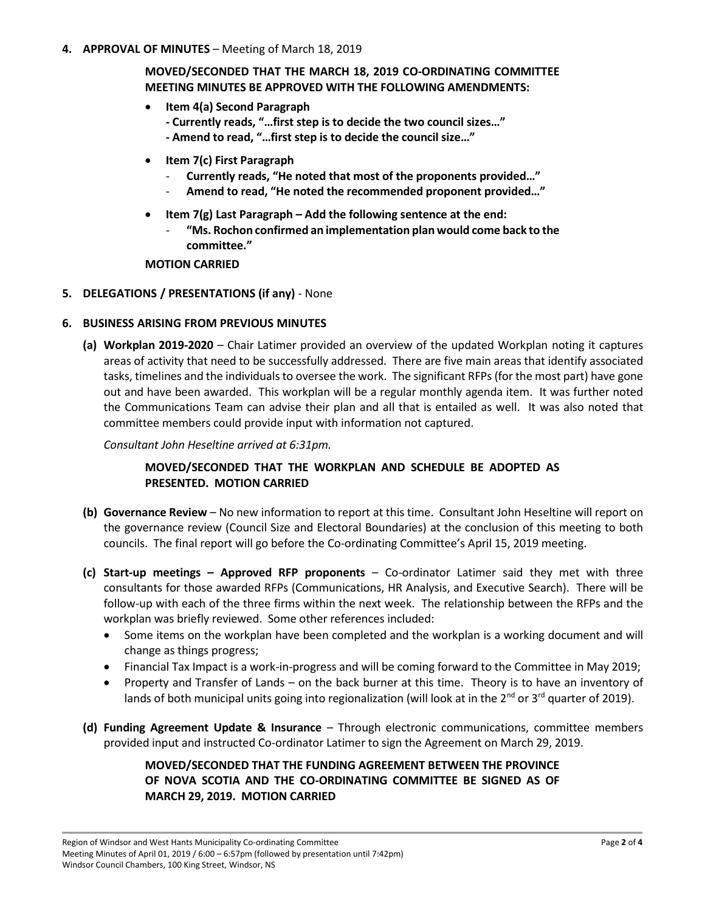**4. APPROVAL OF MINUTES** – Meeting of March 18, 2019

**MOVED/SECONDED THAT THE MARCH 18, 2019 CO-ORDINATING COMMITTEE MEETING MINUTES BE APPROVED WITH THE FOLLOWING AMENDMENTS:**

- **Item 4(a) Second Paragraph**
  **- Currently reads, "…first step is to decide the two council sizes…"**
  **- Amend to read, "…first step is to decide the council size…"**
- **Item 7(c) First Paragraph**
  - **Currently reads, "He noted that most of the proponents provided…"**
  - **Amend to read, "He noted the recommended proponent provided…"**
- **Item 7(g) Last Paragraph – Add the following sentence at the end:**
  - **"Ms. Rochon confirmed an implementation plan would come back to the committee."**

**MOTION CARRIED**

**5. DELEGATIONS / PRESENTATIONS (if any)** - None

**6. BUSINESS ARISING FROM PREVIOUS MINUTES**

**(a) Workplan 2019-2020** – Chair Latimer provided an overview of the updated Workplan noting it captures areas of activity that need to be successfully addressed. There are five main areas that identify associated tasks, timelines and the individuals to oversee the work. The significant RFPs (for the most part) have gone out and have been awarded. This workplan will be a regular monthly agenda item. It was further noted the Communications Team can advise their plan and all that is entailed as well. It was also noted that committee members could provide input with information not captured.

*Consultant John Heseltine arrived at 6:31pm.*

**MOVED/SECONDED THAT THE WORKPLAN AND SCHEDULE BE ADOPTED AS PRESENTED. MOTION CARRIED**

**(b) Governance Review** – No new information to report at this time. Consultant John Heseltine will report on the governance review (Council Size and Electoral Boundaries) at the conclusion of this meeting to both councils. The final report will go before the Co-ordinating Committee's April 15, 2019 meeting.

**(c) Start-up meetings – Approved RFP proponents** – Co-ordinator Latimer said they met with three consultants for those awarded RFPs (Communications, HR Analysis, and Executive Search). There will be follow-up with each of the three firms within the next week. The relationship between the RFPs and the workplan was briefly reviewed. Some other references included:

- Some items on the workplan have been completed and the workplan is a working document and will change as things progress;
- Financial Tax Impact is a work-in-progress and will be coming forward to the Committee in May 2019;
- Property and Transfer of Lands – on the back burner at this time. Theory is to have an inventory of lands of both municipal units going into regionalization (will look at in the 2nd or 3rd quarter of 2019).

**(d) Funding Agreement Update & Insurance** – Through electronic communications, committee members provided input and instructed Co-ordinator Latimer to sign the Agreement on March 29, 2019.

**MOVED/SECONDED THAT THE FUNDING AGREEMENT BETWEEN THE PROVINCE OF NOVA SCOTIA AND THE CO-ORDINATING COMMITTEE BE SIGNED AS OF MARCH 29, 2019. MOTION CARRIED**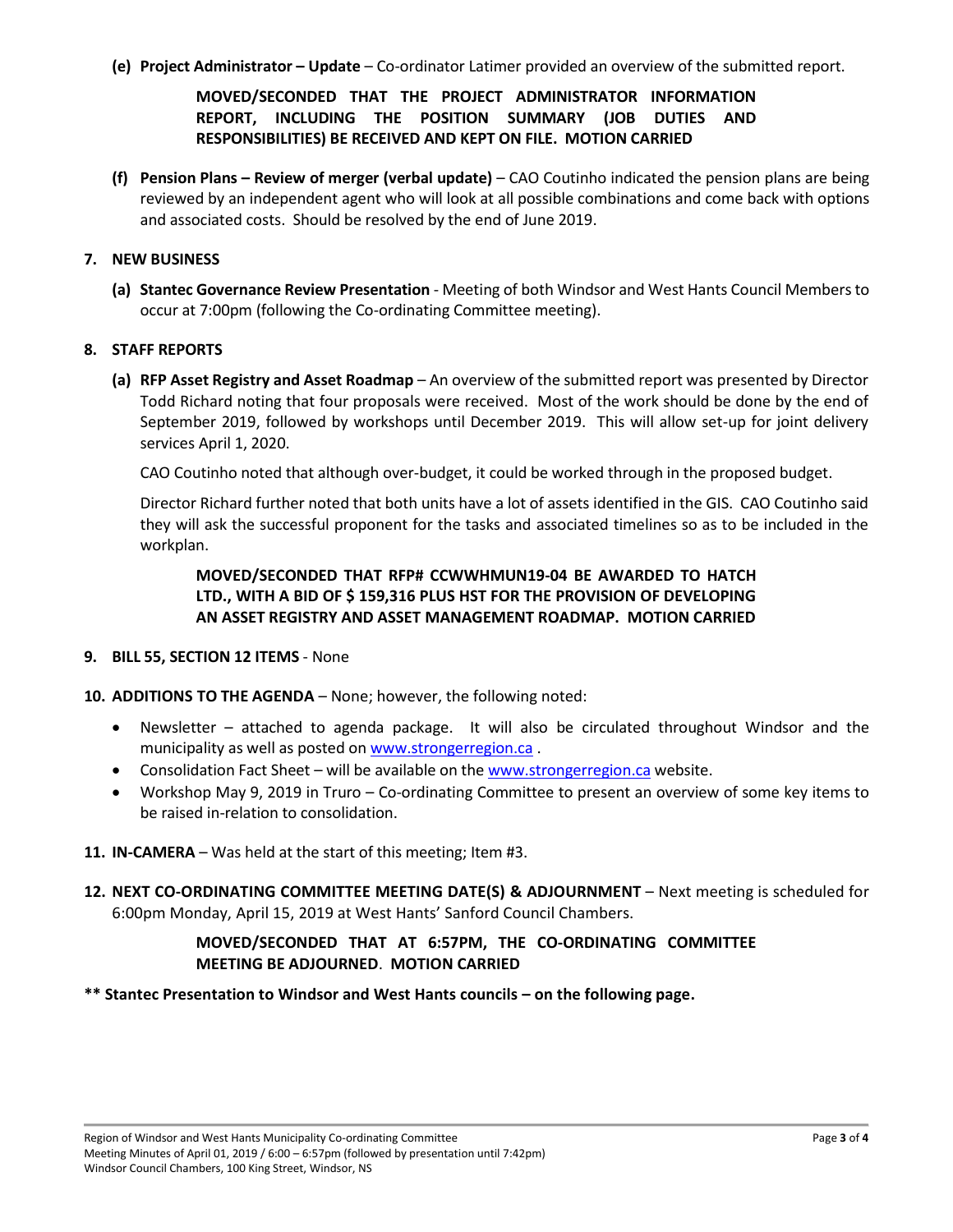**(e) Project Administrator – Update** – Co-ordinator Latimer provided an overview of the submitted report.

**MOVED/SECONDED THAT THE PROJECT ADMINISTRATOR INFORMATION REPORT, INCLUDING THE POSITION SUMMARY (JOB DUTIES AND RESPONSIBILITIES) BE RECEIVED AND KEPT ON FILE. MOTION CARRIED**

**(f) Pension Plans – Review of merger (verbal update)** – CAO Coutinho indicated the pension plans are being reviewed by an independent agent who will look at all possible combinations and come back with options and associated costs. Should be resolved by the end of June 2019.

**7. NEW BUSINESS**

**(a) Stantec Governance Review Presentation** - Meeting of both Windsor and West Hants Council Members to occur at 7:00pm (following the Co-ordinating Committee meeting).

**8. STAFF REPORTS**

**(a) RFP Asset Registry and Asset Roadmap** – An overview of the submitted report was presented by Director Todd Richard noting that four proposals were received. Most of the work should be done by the end of September 2019, followed by workshops until December 2019. This will allow set-up for joint delivery services April 1, 2020.

CAO Coutinho noted that although over-budget, it could be worked through in the proposed budget.

Director Richard further noted that both units have a lot of assets identified in the GIS. CAO Coutinho said they will ask the successful proponent for the tasks and associated timelines so as to be included in the workplan.

**MOVED/SECONDED THAT RFP# CCWWHMUN19-04 BE AWARDED TO HATCH LTD., WITH A BID OF $ 159,316 PLUS HST FOR THE PROVISION OF DEVELOPING AN ASSET REGISTRY AND ASSET MANAGEMENT ROADMAP. MOTION CARRIED**

**9. BILL 55, SECTION 12 ITEMS** - None

**10. ADDITIONS TO THE AGENDA** – None; however, the following noted:

- Newsletter – attached to agenda package. It will also be circulated throughout Windsor and the municipality as well as posted on www.strongerregion.ca .
- Consolidation Fact Sheet – will be available on the www.strongerregion.ca website.
- Workshop May 9, 2019 in Truro – Co-ordinating Committee to present an overview of some key items to be raised in-relation to consolidation.

**11. IN-CAMERA** – Was held at the start of this meeting; Item #3.

**12. NEXT CO-ORDINATING COMMITTEE MEETING DATE(S) & ADJOURNMENT** – Next meeting is scheduled for 6:00pm Monday, April 15, 2019 at West Hants' Sanford Council Chambers.

**MOVED/SECONDED THAT AT 6:57PM, THE CO-ORDINATING COMMITTEE MEETING BE ADJOURNED. MOTION CARRIED**

**\*\* Stantec Presentation to Windsor and West Hants councils – on the following page.**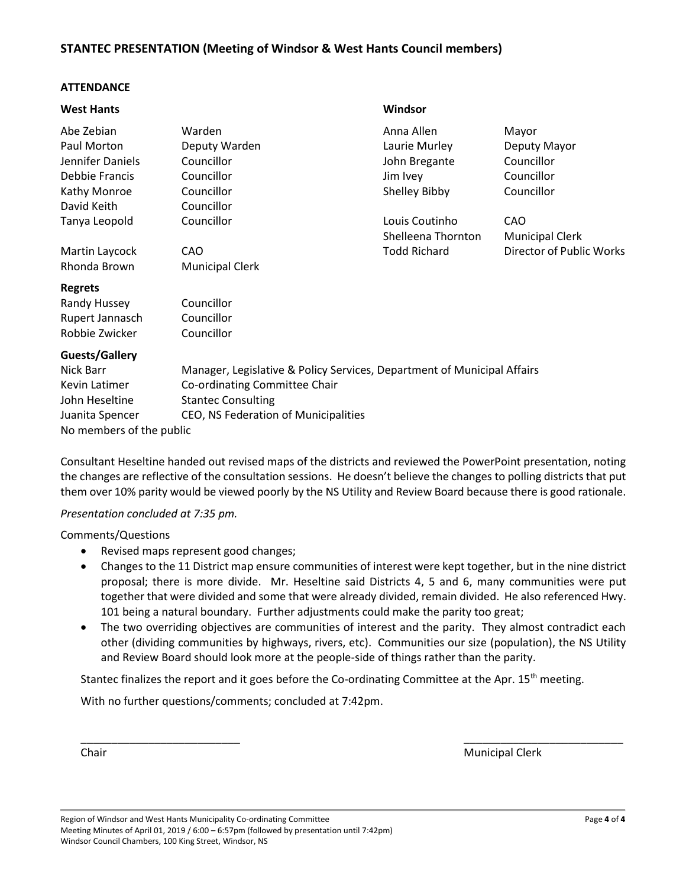## STANTEC PRESENTATION (Meeting of Windsor & West Hants Council members)

**ATTENDANCE**

| **West Hants** | | **Windsor** | |
|---|---|---|---|
| Abe Zebian | Warden | Anna Allen | Mayor |
| Paul Morton | Deputy Warden | Laurie Murley | Deputy Mayor |
| Jennifer Daniels | Councillor | John Bregante | Councillor |
| Debbie Francis | Councillor | Jim Ivey | Councillor |
| Kathy Monroe | Councillor | Shelley Bibby | Councillor |
| David Keith | Councillor | | |
| Tanya Leopold | Councillor | Louis Coutinho | CAO |
| | | Shelleena Thornton | Municipal Clerk |
| Martin Laycock | CAO | Todd Richard | Director of Public Works |
| Rhonda Brown | Municipal Clerk | | |

**Regrets**

| | |
|---|---|
| Randy Hussey | Councillor |
| Rupert Jannasch | Councillor |
| Robbie Zwicker | Councillor |

**Guests/Gallery**

| | |
|---|---|
| Nick Barr | Manager, Legislative & Policy Services, Department of Municipal Affairs |
| Kevin Latimer | Co-ordinating Committee Chair |
| John Heseltine | Stantec Consulting |
| Juanita Spencer | CEO, NS Federation of Municipalities |

No members of the public

Consultant Heseltine handed out revised maps of the districts and reviewed the PowerPoint presentation, noting the changes are reflective of the consultation sessions. He doesn't believe the changes to polling districts that put them over 10% parity would be viewed poorly by the NS Utility and Review Board because there is good rationale.

*Presentation concluded at 7:35 pm.*

Comments/Questions

- Revised maps represent good changes;
- Changes to the 11 District map ensure communities of interest were kept together, but in the nine district proposal; there is more divide. Mr. Heseltine said Districts 4, 5 and 6, many communities were put together that were divided and some that were already divided, remain divided. He also referenced Hwy. 101 being a natural boundary. Further adjustments could make the parity too great;
- The two overriding objectives are communities of interest and the parity. They almost contradict each other (dividing communities by highways, rivers, etc). Communities our size (population), the NS Utility and Review Board should look more at the people-side of things rather than the parity.

Stantec finalizes the report and it goes before the Co-ordinating Committee at the Apr. 15th meeting.

With no further questions/comments; concluded at 7:42pm.

\_\_\_\_\_\_\_\_\_\_\_\_\_\_\_\_\_\_\_\_\_\_\_\_\_\_ &nbsp;&nbsp;&nbsp;&nbsp; \_\_\_\_\_\_\_\_\_\_\_\_\_\_\_\_\_\_\_\_\_\_\_\_\_\_

Chair &nbsp;&nbsp;&nbsp;&nbsp; Municipal Clerk

Region of Windsor and West Hants Municipality Co-ordinating Committee
Meeting Minutes of April 01, 2019 / 6:00 – 6:57pm (followed by presentation until 7:42pm)
Windsor Council Chambers, 100 King Street, Windsor, NS